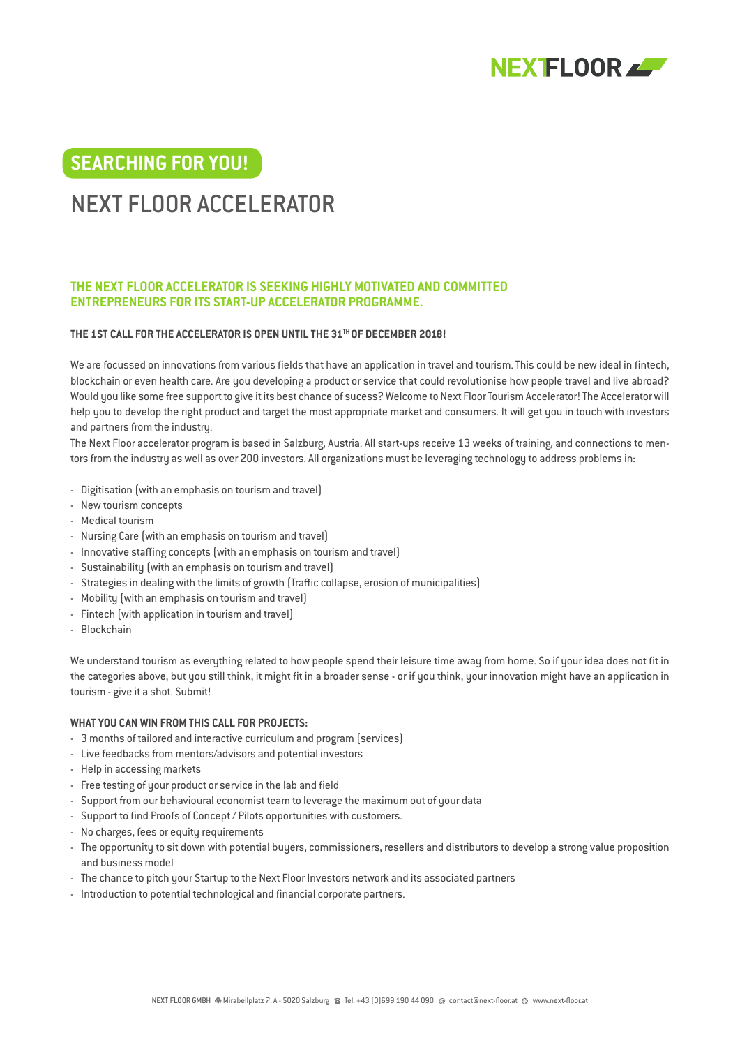## SEARCHING FOR YOU!

# NEXT FLOOR ACCELERATOR

### THE NEXT FLOOR ACCELERATOR IS SEEKING HIGHLY MOTIVATED AND COMMITTED ENTREPRENEURS FOR ITS START-UP ACCELERATOR PROGRAMME.

**THE 1ST CALL FOR THE ACCELERATOR IS OPEN UNTIL THE 31TH OF DECEMBER 2018!**

We are focussed on innovations from various fields that have an application in travel and tourism. This could be new ideal in fintech, blockchain or even health care. Are you developing a product or service that could revolutionise how people travel and live abroad? Would you like some free support to give it its best chance of sucess? Welcome to Next Floor Tourism Accelerator! The Accelerator will help you to develop the right product and target the most appropriate market and consumers. It will get you in touch with investors and partners from the industry.

The Next Floor accelerator program is based in Salzburg, Austria. All start-ups receive 13 weeks of training, and connections to mentors from the industry as well as over 200 investors. All organizations must be leveraging technology to address problems in:

- Digitisation (with an emphasis on tourism and travel)
- New tourism concepts
- Medical tourism
- Nursing Care (with an emphasis on tourism and travel)
- Innovative staffing concepts (with an emphasis on tourism and travel)
- Sustainability (with an emphasis on tourism and travel)
- Strategies in dealing with the limits of growth (Traffic collapse, erosion of municipalities)
- Mobility (with an emphasis on tourism and travel)
- Fintech (with application in tourism and travel)
- Blockchain

We understand tourism as everything related to how people spend their leisure time away from home. So if your idea does not fit in the categories above, but you still think, it might fit in a broader sense - or if you think, your innovation might have an application in tourism - give it a shot. Submit!

**WHAT YOU CAN WIN FROM THIS CALL FOR PROJECTS:**

- 3 months of tailored and interactive curriculum and program (services)
- Live feedbacks from mentors/advisors and potential investors
- Help in accessing markets
- Free testing of your product or service in the lab and field
- Support from our behavioural economist team to leverage the maximum out of your data
- Support to find Proofs of Concept / Pilots opportunities with customers.
- No charges, fees or equity requirements
- The opportunity to sit down with potential buyers, commissioners, resellers and distributors to develop a strong value proposition and business model
- The chance to pitch your Startup to the Next Floor Investors network and its associated partners
- Introduction to potential technological and financial corporate partners.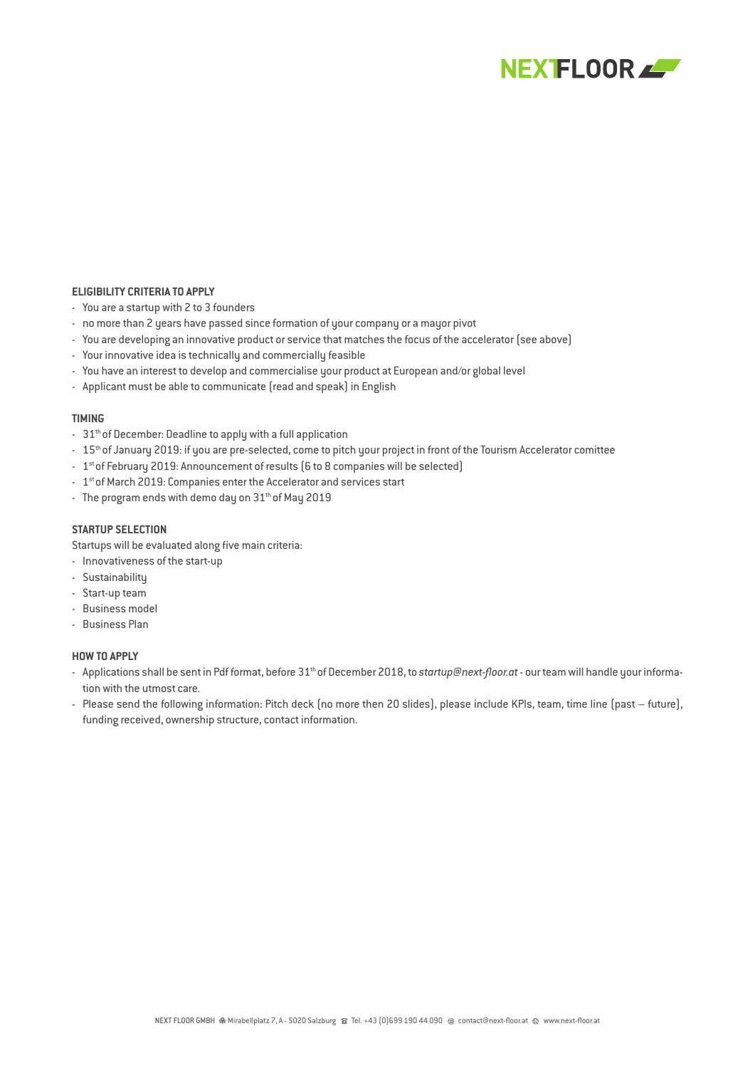### ELIGIBILITY CRITERIA TO APPLY

- You are a startup with 2 to 3 founders
- no more than 2 years have passed since formation of your company or a mayor pivot
- You are developing an innovative product or service that matches the focus of the accelerator (see above)
- Your innovative idea is technically and commercially feasible
- You have an interest to develop and commercialise your product at European and/or global level
- Applicant must be able to communicate (read and speak) in English

### TIMING

- 31th of December: Deadline to apply with a full application
- 15th of January 2019: if you are pre-selected, come to pitch your project in front of the Tourism Accelerator comittee
- 1st of February 2019: Announcement of results (6 to 8 companies will be selected)
- 1st of March 2019: Companies enter the Accelerator and services start
- The program ends with demo day on 31th of May 2019

### STARTUP SELECTION

Startups will be evaluated along five main criteria:

- Innovativeness of the start-up
- Sustainability
- Start-up team
- Business model
- Business Plan

### HOW TO APPLY

- Applications shall be sent in Pdf format, before 31th of December 2018, to *startup@next-floor.at* - our team will handle your information with the utmost care.
- Please send the following information: Pitch deck (no more then 20 slides), please include KPIs, team, time line (past – future), funding received, ownership structure, contact information.